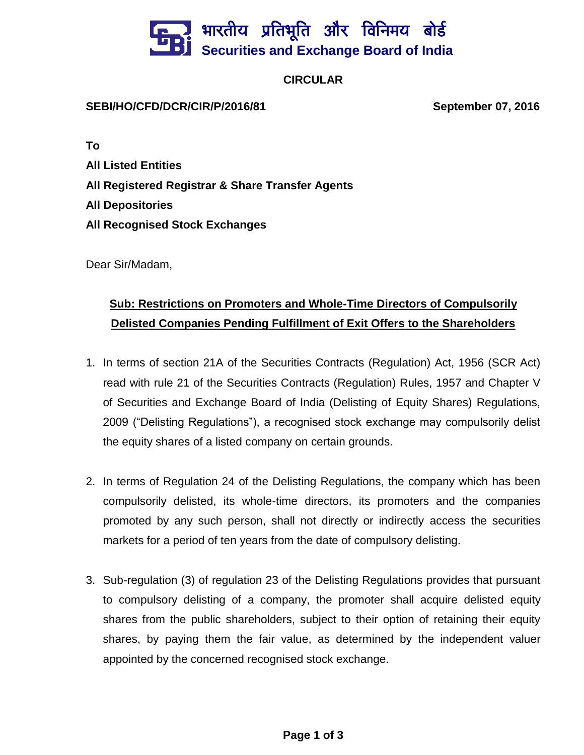भारतीय प्रतिभूति और विनिमय बोर्ड
**Securities and Exchange Board of India**

**CIRCULAR**

**SEBI/HO/CFD/DCR/CIR/P/2016/81** **September 07, 2016**

**To**
**All Listed Entities**
**All Registered Registrar & Share Transfer Agents**
**All Depositories**
**All Recognised Stock Exchanges**

Dear Sir/Madam,

**Sub: Restrictions on Promoters and Whole-Time Directors of Compulsorily Delisted Companies Pending Fulfillment of Exit Offers to the Shareholders**

1. In terms of section 21A of the Securities Contracts (Regulation) Act, 1956 (SCR Act) read with rule 21 of the Securities Contracts (Regulation) Rules, 1957 and Chapter V of Securities and Exchange Board of India (Delisting of Equity Shares) Regulations, 2009 ("Delisting Regulations"), a recognised stock exchange may compulsorily delist the equity shares of a listed company on certain grounds.

2. In terms of Regulation 24 of the Delisting Regulations, the company which has been compulsorily delisted, its whole-time directors, its promoters and the companies promoted by any such person, shall not directly or indirectly access the securities markets for a period of ten years from the date of compulsory delisting.

3. Sub-regulation (3) of regulation 23 of the Delisting Regulations provides that pursuant to compulsory delisting of a company, the promoter shall acquire delisted equity shares from the public shareholders, subject to their option of retaining their equity shares, by paying them the fair value, as determined by the independent valuer appointed by the concerned recognised stock exchange.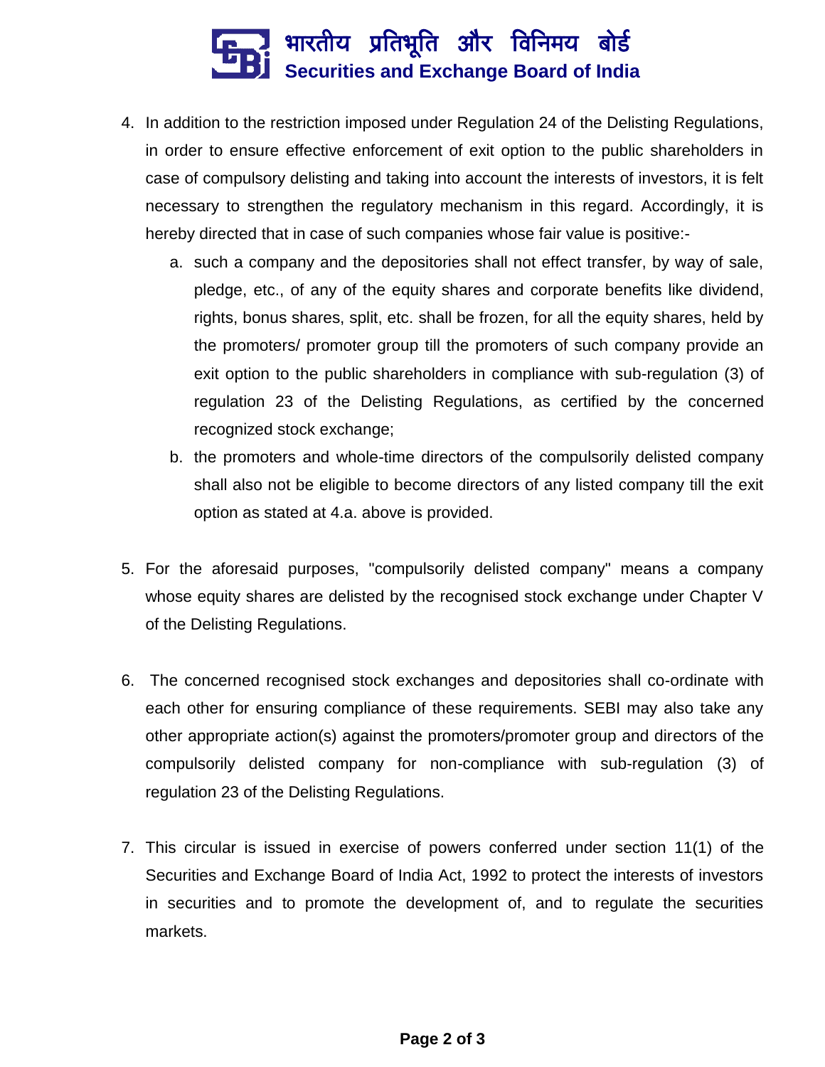4. In addition to the restriction imposed under Regulation 24 of the Delisting Regulations, in order to ensure effective enforcement of exit option to the public shareholders in case of compulsory delisting and taking into account the interests of investors, it is felt necessary to strengthen the regulatory mechanism in this regard. Accordingly, it is hereby directed that in case of such companies whose fair value is positive:-
   a. such a company and the depositories shall not effect transfer, by way of sale, pledge, etc., of any of the equity shares and corporate benefits like dividend, rights, bonus shares, split, etc. shall be frozen, for all the equity shares, held by the promoters/ promoter group till the promoters of such company provide an exit option to the public shareholders in compliance with sub-regulation (3) of regulation 23 of the Delisting Regulations, as certified by the concerned recognized stock exchange;
   b. the promoters and whole-time directors of the compulsorily delisted company shall also not be eligible to become directors of any listed company till the exit option as stated at 4.a. above is provided.

5. For the aforesaid purposes, "compulsorily delisted company" means a company whose equity shares are delisted by the recognised stock exchange under Chapter V of the Delisting Regulations.

6. The concerned recognised stock exchanges and depositories shall co-ordinate with each other for ensuring compliance of these requirements. SEBI may also take any other appropriate action(s) against the promoters/promoter group and directors of the compulsorily delisted company for non-compliance with sub-regulation (3) of regulation 23 of the Delisting Regulations.

7. This circular is issued in exercise of powers conferred under section 11(1) of the Securities and Exchange Board of India Act, 1992 to protect the interests of investors in securities and to promote the development of, and to regulate the securities markets.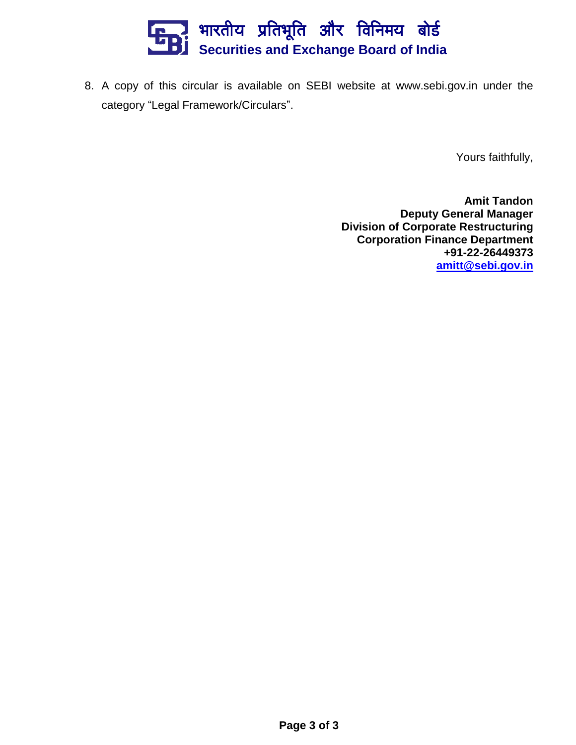8. A copy of this circular is available on SEBI website at www.sebi.gov.in under the category “Legal Framework/Circulars”.

Yours faithfully,

**Amit Tandon**
**Deputy General Manager**
**Division of Corporate Restructuring**
**Corporation Finance Department**
**+91-22-26449373**
**amitt@sebi.gov.in**